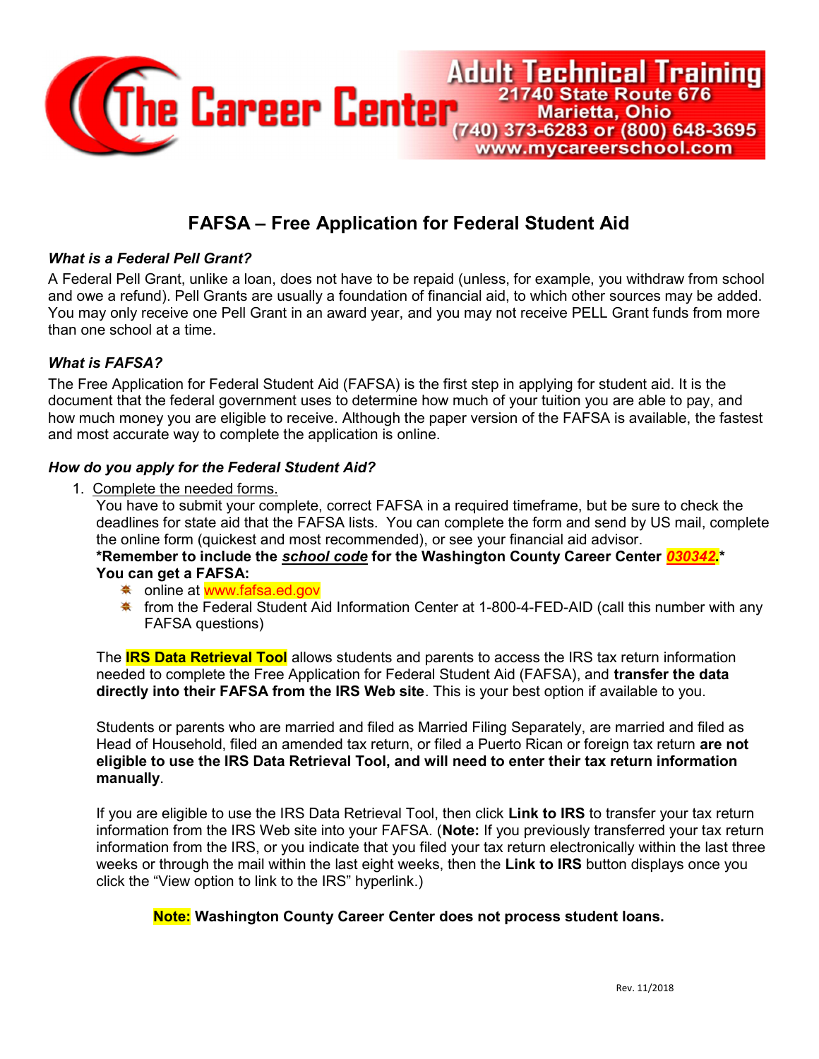The Career Center

Adult Technical Training
21740 State Route 676
Marietta, Ohio
(740) 373-6283 or (800) 648-3695
www.mycareerschool.com

# FAFSA – Free Application for Federal Student Aid

### *What is a Federal Pell Grant?*

A Federal Pell Grant, unlike a loan, does not have to be repaid (unless, for example, you withdraw from school and owe a refund). Pell Grants are usually a foundation of financial aid, to which other sources may be added. You may only receive one Pell Grant in an award year, and you may not receive PELL Grant funds from more than one school at a time.

### *What is FAFSA?*

The Free Application for Federal Student Aid (FAFSA) is the first step in applying for student aid. It is the document that the federal government uses to determine how much of your tuition you are able to pay, and how much money you are eligible to receive. Although the paper version of the FAFSA is available, the fastest and most accurate way to complete the application is online.

### *How do you apply for the Federal Student Aid?*

1. Complete the needed forms.

   You have to submit your complete, correct FAFSA in a required timeframe, but be sure to check the deadlines for state aid that the FAFSA lists. You can complete the form and send by US mail, complete the online form (quickest and most recommended), or see your financial aid advisor.

   ***Remember to include the *school code* for the Washington County Career Center *030342*.***

   **You can get a FAFSA:**

   - online at www.fafsa.ed.gov
   - from the Federal Student Aid Information Center at 1-800-4-FED-AID (call this number with any FAFSA questions)

   The **IRS Data Retrieval Tool** allows students and parents to access the IRS tax return information needed to complete the Free Application for Federal Student Aid (FAFSA), and **transfer the data directly into their FAFSA from the IRS Web site**. This is your best option if available to you.

   Students or parents who are married and filed as Married Filing Separately, are married and filed as Head of Household, filed an amended tax return, or filed a Puerto Rican or foreign tax return **are not eligible to use the IRS Data Retrieval Tool, and will need to enter their tax return information manually**.

   If you are eligible to use the IRS Data Retrieval Tool, then click **Link to IRS** to transfer your tax return information from the IRS Web site into your FAFSA. (**Note:** If you previously transferred your tax return information from the IRS, or you indicate that you filed your tax return electronically within the last three weeks or through the mail within the last eight weeks, then the **Link to IRS** button displays once you click the "View option to link to the IRS" hyperlink.)

**Note: Washington County Career Center does not process student loans.**

Rev. 11/2018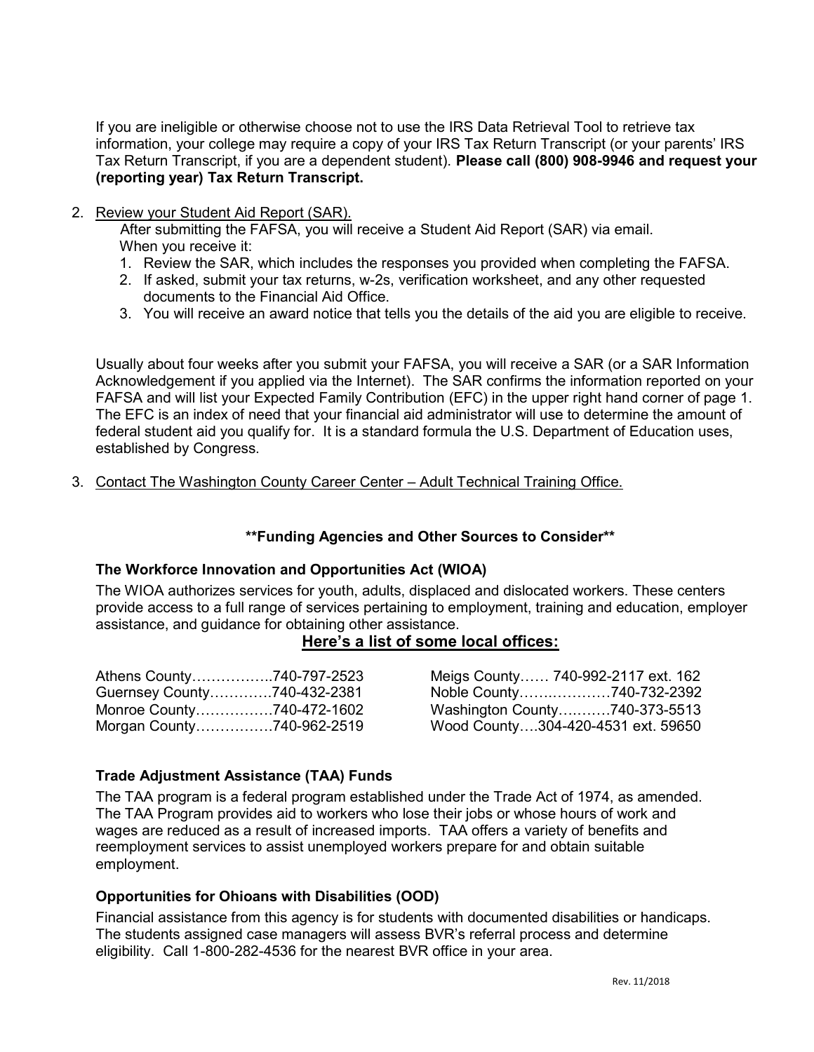If you are ineligible or otherwise choose not to use the IRS Data Retrieval Tool to retrieve tax information, your college may require a copy of your IRS Tax Return Transcript (or your parents' IRS Tax Return Transcript, if you are a dependent student). **Please call (800) 908-9946 and request your (reporting year) Tax Return Transcript.**

2. Review your Student Aid Report (SAR).

   After submitting the FAFSA, you will receive a Student Aid Report (SAR) via email. When you receive it:

   1. Review the SAR, which includes the responses you provided when completing the FAFSA.
   2. If asked, submit your tax returns, w-2s, verification worksheet, and any other requested documents to the Financial Aid Office.
   3. You will receive an award notice that tells you the details of the aid you are eligible to receive.

   Usually about four weeks after you submit your FAFSA, you will receive a SAR (or a SAR Information Acknowledgement if you applied via the Internet). The SAR confirms the information reported on your FAFSA and will list your Expected Family Contribution (EFC) in the upper right hand corner of page 1. The EFC is an index of need that your financial aid administrator will use to determine the amount of federal student aid you qualify for. It is a standard formula the U.S. Department of Education uses, established by Congress.

3. Contact The Washington County Career Center – Adult Technical Training Office.

**\*\*Funding Agencies and Other Sources to Consider\*\***

**The Workforce Innovation and Opportunities Act (WIOA)**

The WIOA authorizes services for youth, adults, displaced and dislocated workers. These centers provide access to a full range of services pertaining to employment, training and education, employer assistance, and guidance for obtaining other assistance.

**Here's a list of some local offices:**

Athens County……………..740-797-2523
Guernsey County………….740-432-2381
Monroe County…………….740-472-1602
Morgan County…………….740-962-2519
Meigs County…… 740-992-2117 ext. 162
Noble County……..…………740-732-2392
Washington County….……740-373-5513
Wood County….304-420-4531 ext. 59650

**Trade Adjustment Assistance (TAA) Funds**

The TAA program is a federal program established under the Trade Act of 1974, as amended. The TAA Program provides aid to workers who lose their jobs or whose hours of work and wages are reduced as a result of increased imports. TAA offers a variety of benefits and reemployment services to assist unemployed workers prepare for and obtain suitable employment.

**Opportunities for Ohioans with Disabilities (OOD)**

Financial assistance from this agency is for students with documented disabilities or handicaps. The students assigned case managers will assess BVR's referral process and determine eligibility. Call 1-800-282-4536 for the nearest BVR office in your area.

Rev. 11/2018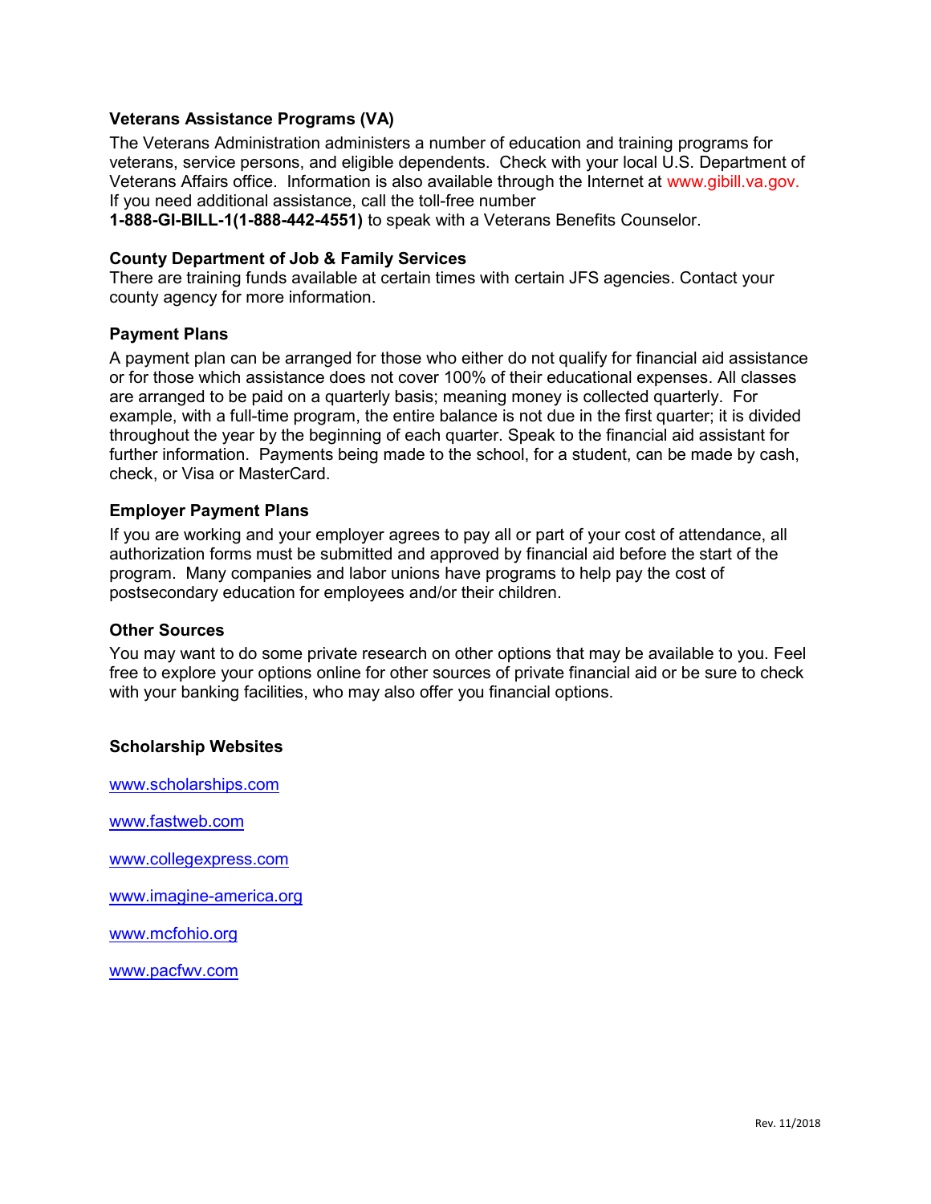**Veterans Assistance Programs (VA)**

The Veterans Administration administers a number of education and training programs for veterans, service persons, and eligible dependents. Check with your local U.S. Department of Veterans Affairs office. Information is also available through the Internet at www.gibill.va.gov. If you need additional assistance, call the toll-free number **1-888-GI-BILL-1(1-888-442-4551)** to speak with a Veterans Benefits Counselor.

**County Department of Job & Family Services**

There are training funds available at certain times with certain JFS agencies. Contact your county agency for more information.

**Payment Plans**

A payment plan can be arranged for those who either do not qualify for financial aid assistance or for those which assistance does not cover 100% of their educational expenses. All classes are arranged to be paid on a quarterly basis; meaning money is collected quarterly. For example, with a full-time program, the entire balance is not due in the first quarter; it is divided throughout the year by the beginning of each quarter. Speak to the financial aid assistant for further information. Payments being made to the school, for a student, can be made by cash, check, or Visa or MasterCard.

**Employer Payment Plans**

If you are working and your employer agrees to pay all or part of your cost of attendance, all authorization forms must be submitted and approved by financial aid before the start of the program. Many companies and labor unions have programs to help pay the cost of postsecondary education for employees and/or their children.

**Other Sources**

You may want to do some private research on other options that may be available to you. Feel free to explore your options online for other sources of private financial aid or be sure to check with your banking facilities, who may also offer you financial options.

**Scholarship Websites**

www.scholarships.com

www.fastweb.com

www.collegexpress.com

www.imagine-america.org

www.mcfohio.org

www.pacfwv.com

Rev. 11/2018